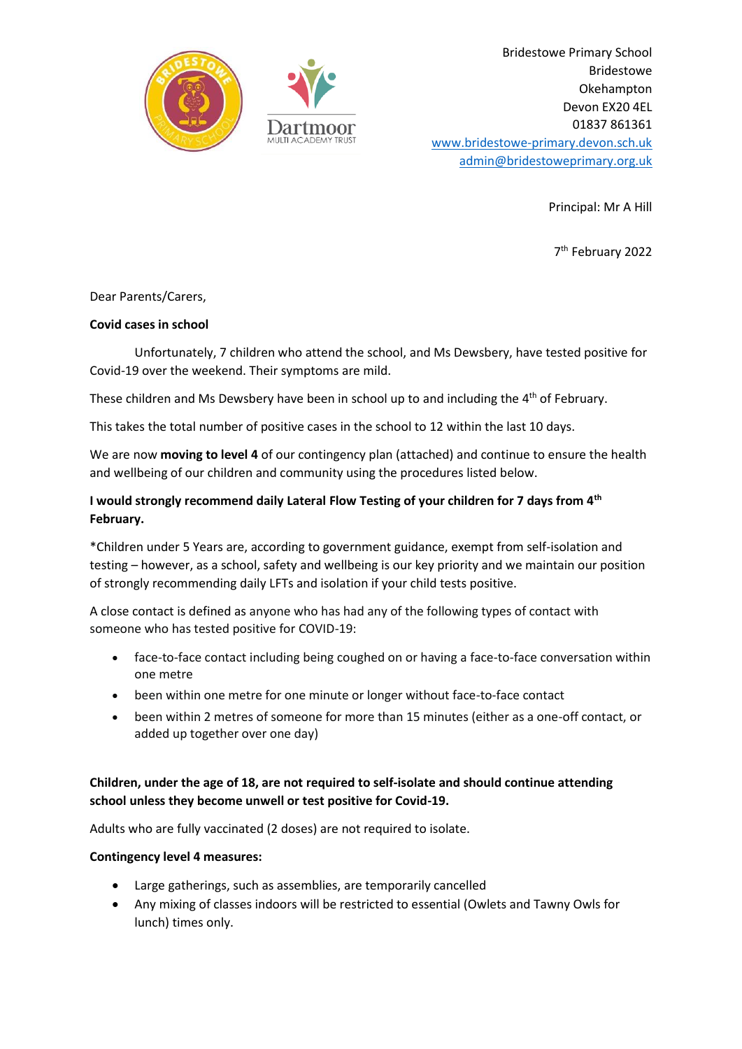Bridestowe Primary School
Bridestowe
Okehampton
Devon EX20 4EL
01837 861361
www.bridestowe-primary.devon.sch.uk
admin@bridestoweprimary.org.uk

Principal: Mr A Hill

7th February 2022

Dear Parents/Carers,

**Covid cases in school**

Unfortunately, 7 children who attend the school, and Ms Dewsbery, have tested positive for Covid-19 over the weekend. Their symptoms are mild.

These children and Ms Dewsbery have been in school up to and including the 4th of February.

This takes the total number of positive cases in the school to 12 within the last 10 days.

We are now **moving to level 4** of our contingency plan (attached) and continue to ensure the health and wellbeing of our children and community using the procedures listed below.

**I would strongly recommend daily Lateral Flow Testing of your children for 7 days from 4th February.**

*Children under 5 Years are, according to government guidance, exempt from self-isolation and testing – however, as a school, safety and wellbeing is our key priority and we maintain our position of strongly recommending daily LFTs and isolation if your child tests positive.

A close contact is defined as anyone who has had any of the following types of contact with someone who has tested positive for COVID-19:

- face-to-face contact including being coughed on or having a face-to-face conversation within one metre
- been within one metre for one minute or longer without face-to-face contact
- been within 2 metres of someone for more than 15 minutes (either as a one-off contact, or added up together over one day)

**Children, under the age of 18, are not required to self-isolate and should continue attending school unless they become unwell or test positive for Covid-19.**

Adults who are fully vaccinated (2 doses) are not required to isolate.

**Contingency level 4 measures:**

- Large gatherings, such as assemblies, are temporarily cancelled
- Any mixing of classes indoors will be restricted to essential (Owlets and Tawny Owls for lunch) times only.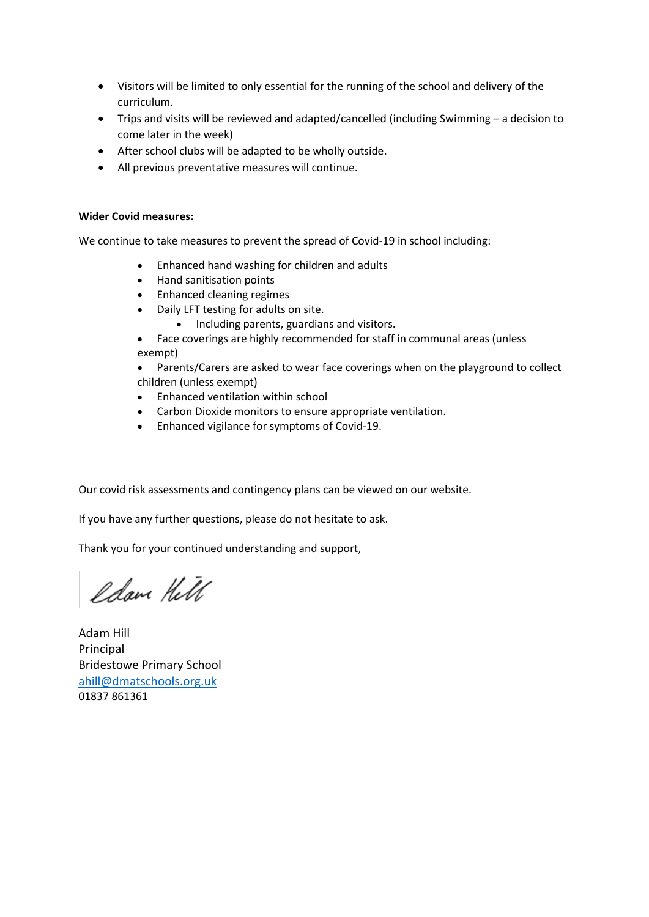- Visitors will be limited to only essential for the running of the school and delivery of the curriculum.
- Trips and visits will be reviewed and adapted/cancelled (including Swimming – a decision to come later in the week)
- After school clubs will be adapted to be wholly outside.
- All previous preventative measures will continue.

**Wider Covid measures:**

We continue to take measures to prevent the spread of Covid-19 in school including:

- Enhanced hand washing for children and adults
- Hand sanitisation points
- Enhanced cleaning regimes
- Daily LFT testing for adults on site.
  - Including parents, guardians and visitors.
- Face coverings are highly recommended for staff in communal areas (unless exempt)
- Parents/Carers are asked to wear face coverings when on the playground to collect children (unless exempt)
- Enhanced ventilation within school
- Carbon Dioxide monitors to ensure appropriate ventilation.
- Enhanced vigilance for symptoms of Covid-19.

Our covid risk assessments and contingency plans can be viewed on our website.

If you have any further questions, please do not hesitate to ask.

Thank you for your continued understanding and support,

Adam Hill
Principal
Bridestowe Primary School
ahill@dmatschools.org.uk
01837 861361